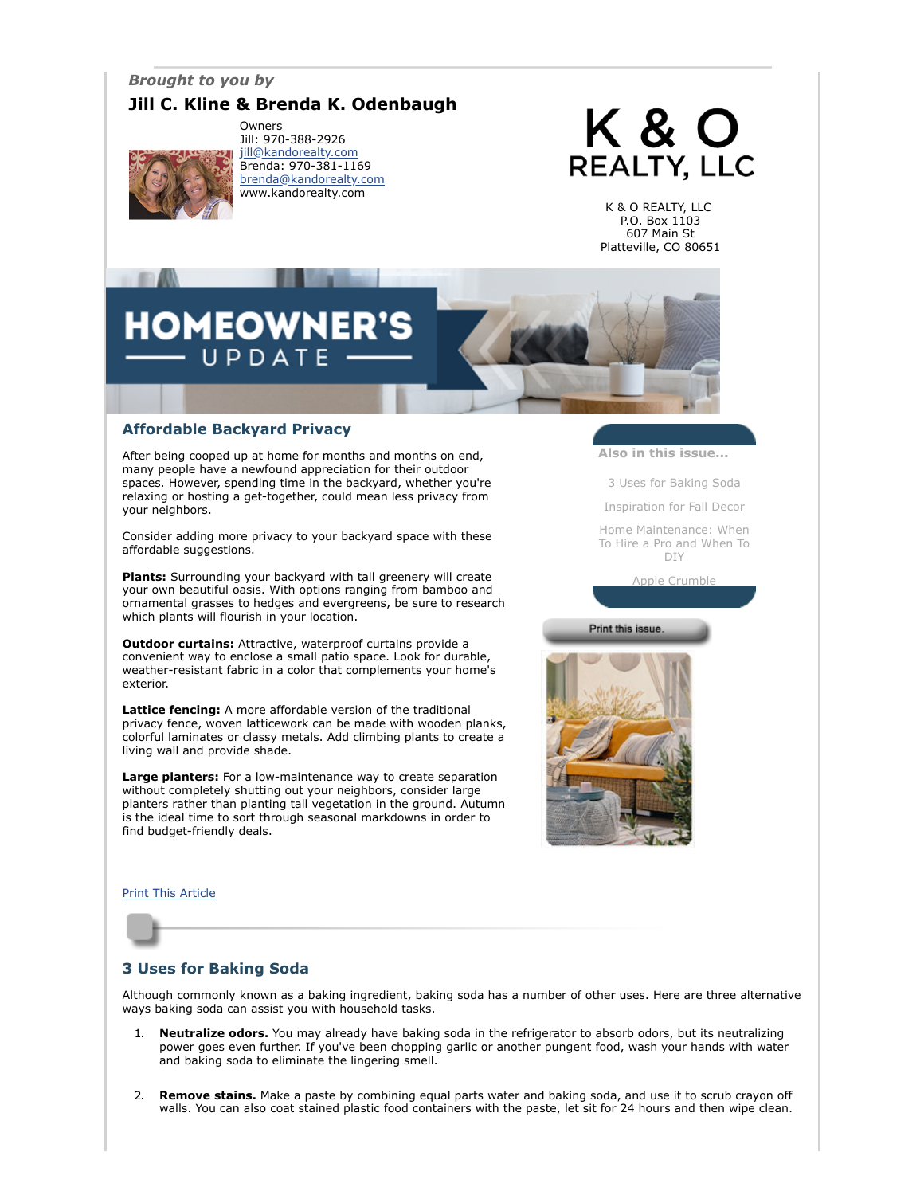*Brought to you by*

**Jill C. Kline & Brenda K. Odenbaugh**

Owners
Jill: 970-388-2926
[jill@kandorealty.com](mailto:jill@kandorealty.com)
Brenda: 970-381-1169
[brenda@kandorealty.com](mailto:brenda@kandorealty.com)
www.kandorealty.com

K & O REALTY, LLC

K & O REALTY, LLC
P.O. Box 1103
607 Main St
Platteville, CO 80651

# HOMEOWNER'S UPDATE

## Affordable Backyard Privacy

After being cooped up at home for months and months on end, many people have a newfound appreciation for their outdoor spaces. However, spending time in the backyard, whether you're relaxing or hosting a get-together, could mean less privacy from your neighbors.

Consider adding more privacy to your backyard space with these affordable suggestions.

**Plants:** Surrounding your backyard with tall greenery will create your own beautiful oasis. With options ranging from bamboo and ornamental grasses to hedges and evergreens, be sure to research which plants will flourish in your location.

**Outdoor curtains:** Attractive, waterproof curtains provide a convenient way to enclose a small patio space. Look for durable, weather-resistant fabric in a color that complements your home's exterior.

**Lattice fencing:** A more affordable version of the traditional privacy fence, woven latticework can be made with wooden planks, colorful laminates or classy metals. Add climbing plants to create a living wall and provide shade.

**Large planters:** For a low-maintenance way to create separation without completely shutting out your neighbors, consider large planters rather than planting tall vegetation in the ground. Autumn is the ideal time to sort through seasonal markdowns in order to find budget-friendly deals.

Print This Article

**Also in this issue...**

- 3 Uses for Baking Soda
- Inspiration for Fall Decor
- Home Maintenance: When To Hire a Pro and When To DIY
- Apple Crumble

Print this issue.

## 3 Uses for Baking Soda

Although commonly known as a baking ingredient, baking soda has a number of other uses. Here are three alternative ways baking soda can assist you with household tasks.

1. **Neutralize odors.** You may already have baking soda in the refrigerator to absorb odors, but its neutralizing power goes even further. If you've been chopping garlic or another pungent food, wash your hands with water and baking soda to eliminate the lingering smell.
2. **Remove stains.** Make a paste by combining equal parts water and baking soda, and use it to scrub crayon off walls. You can also coat stained plastic food containers with the paste, let sit for 24 hours and then wipe clean.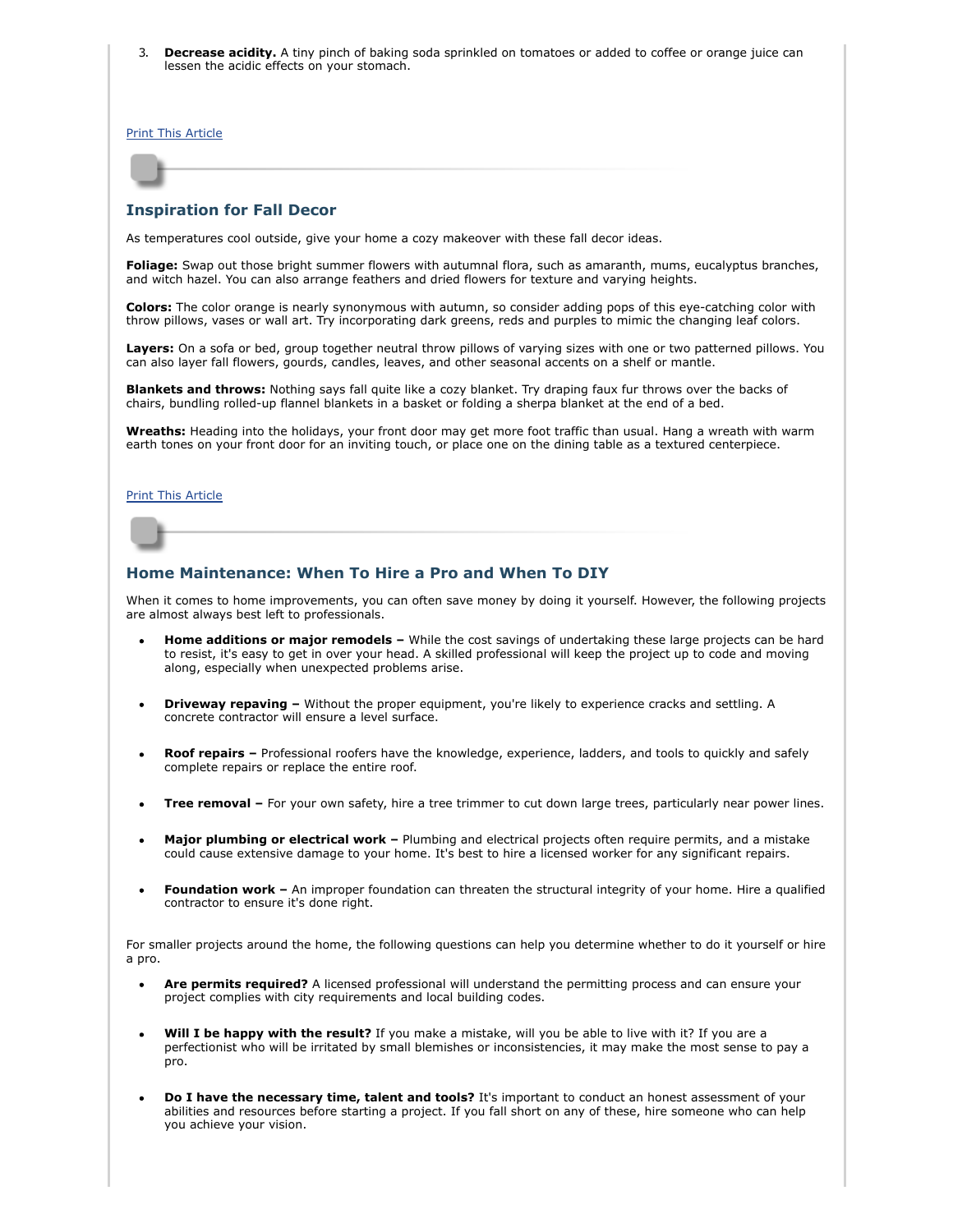3. **Decrease acidity.** A tiny pinch of baking soda sprinkled on tomatoes or added to coffee or orange juice can lessen the acidic effects on your stomach.

Print This Article

## Inspiration for Fall Decor

As temperatures cool outside, give your home a cozy makeover with these fall decor ideas.

**Foliage:** Swap out those bright summer flowers with autumnal flora, such as amaranth, mums, eucalyptus branches, and witch hazel. You can also arrange feathers and dried flowers for texture and varying heights.

**Colors:** The color orange is nearly synonymous with autumn, so consider adding pops of this eye-catching color with throw pillows, vases or wall art. Try incorporating dark greens, reds and purples to mimic the changing leaf colors.

**Layers:** On a sofa or bed, group together neutral throw pillows of varying sizes with one or two patterned pillows. You can also layer fall flowers, gourds, candles, leaves, and other seasonal accents on a shelf or mantle.

**Blankets and throws:** Nothing says fall quite like a cozy blanket. Try draping faux fur throws over the backs of chairs, bundling rolled-up flannel blankets in a basket or folding a sherpa blanket at the end of a bed.

**Wreaths:** Heading into the holidays, your front door may get more foot traffic than usual. Hang a wreath with warm earth tones on your front door for an inviting touch, or place one on the dining table as a textured centerpiece.

Print This Article

## Home Maintenance: When To Hire a Pro and When To DIY

When it comes to home improvements, you can often save money by doing it yourself. However, the following projects are almost always best left to professionals.

- **Home additions or major remodels –** While the cost savings of undertaking these large projects can be hard to resist, it's easy to get in over your head. A skilled professional will keep the project up to code and moving along, especially when unexpected problems arise.
- **Driveway repaving –** Without the proper equipment, you're likely to experience cracks and settling. A concrete contractor will ensure a level surface.
- **Roof repairs –** Professional roofers have the knowledge, experience, ladders, and tools to quickly and safely complete repairs or replace the entire roof.
- **Tree removal –** For your own safety, hire a tree trimmer to cut down large trees, particularly near power lines.
- **Major plumbing or electrical work –** Plumbing and electrical projects often require permits, and a mistake could cause extensive damage to your home. It's best to hire a licensed worker for any significant repairs.
- **Foundation work –** An improper foundation can threaten the structural integrity of your home. Hire a qualified contractor to ensure it's done right.

For smaller projects around the home, the following questions can help you determine whether to do it yourself or hire a pro.

- **Are permits required?** A licensed professional will understand the permitting process and can ensure your project complies with city requirements and local building codes.
- **Will I be happy with the result?** If you make a mistake, will you be able to live with it? If you are a perfectionist who will be irritated by small blemishes or inconsistencies, it may make the most sense to pay a pro.
- **Do I have the necessary time, talent and tools?** It's important to conduct an honest assessment of your abilities and resources before starting a project. If you fall short on any of these, hire someone who can help you achieve your vision.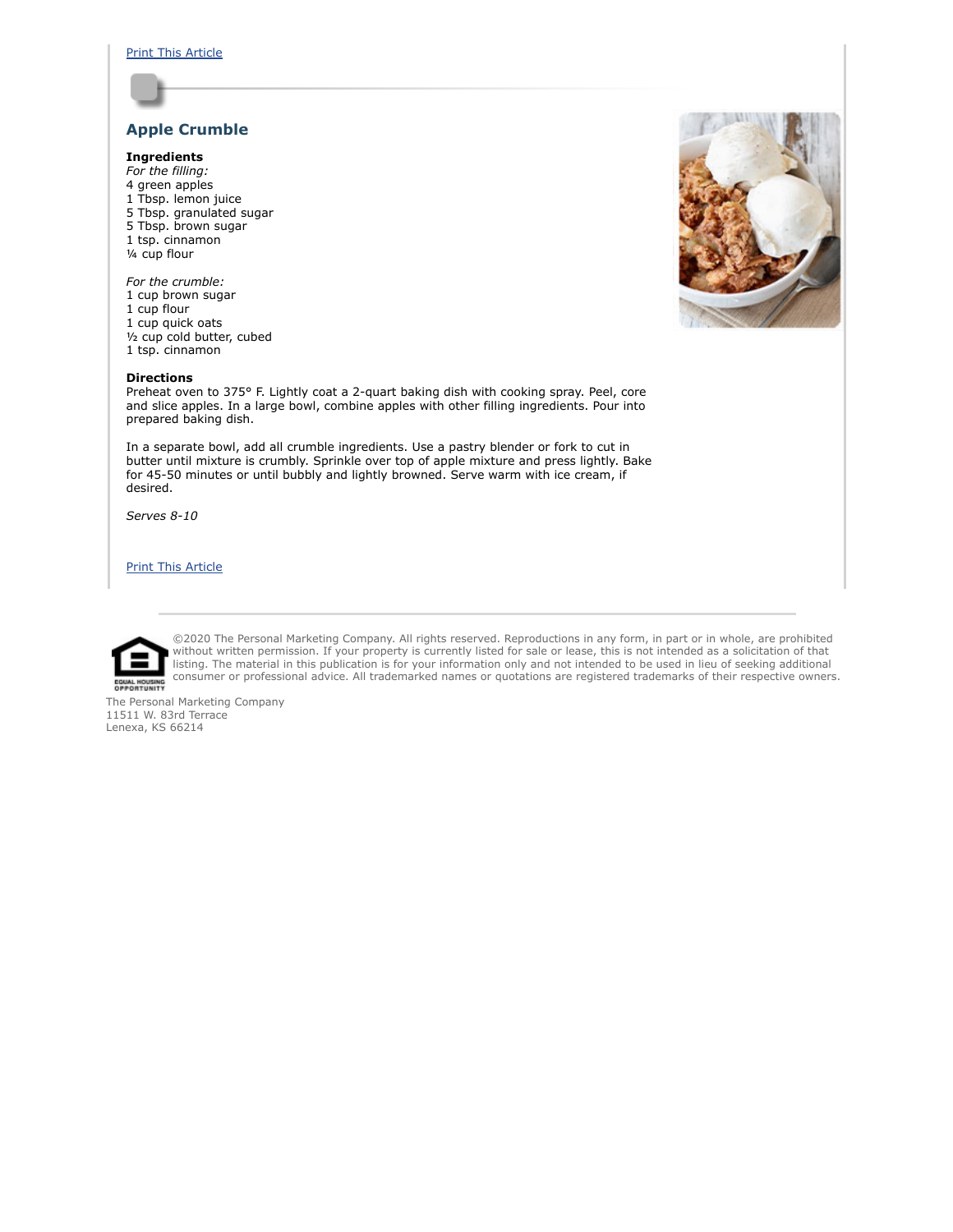Print This Article

## Apple Crumble

**Ingredients**

*For the filling:*
4 green apples
1 Tbsp. lemon juice
5 Tbsp. granulated sugar
5 Tbsp. brown sugar
1 tsp. cinnamon
¼ cup flour

*For the crumble:*
1 cup brown sugar
1 cup flour
1 cup quick oats
½ cup cold butter, cubed
1 tsp. cinnamon

**Directions**

Preheat oven to 375° F. Lightly coat a 2-quart baking dish with cooking spray. Peel, core and slice apples. In a large bowl, combine apples with other filling ingredients. Pour into prepared baking dish.

In a separate bowl, add all crumble ingredients. Use a pastry blender or fork to cut in butter until mixture is crumbly. Sprinkle over top of apple mixture and press lightly. Bake for 45-50 minutes or until bubbly and lightly browned. Serve warm with ice cream, if desired.

*Serves 8-10*

Print This Article

©2020 The Personal Marketing Company. All rights reserved. Reproductions in any form, in part or in whole, are prohibited without written permission. If your property is currently listed for sale or lease, this is not intended as a solicitation of that listing. The material in this publication is for your information only and not intended to be used in lieu of seeking additional consumer or professional advice. All trademarked names or quotations are registered trademarks of their respective owners.

The Personal Marketing Company
11511 W. 83rd Terrace
Lenexa, KS 66214